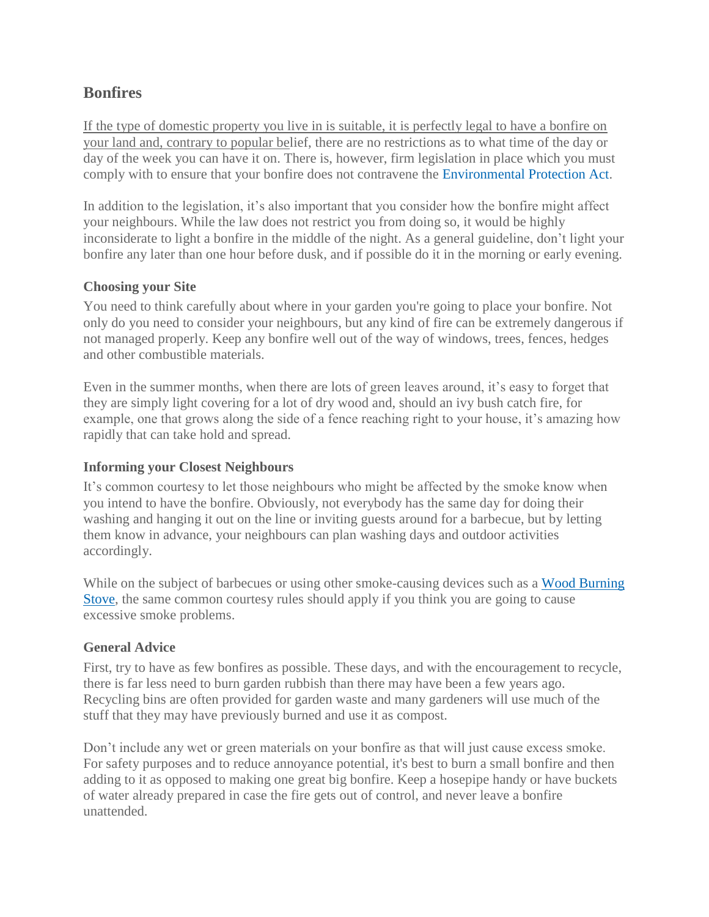## Bonfires

If the type of domestic property you live in is suitable, it is perfectly legal to have a bonfire on your land and, contrary to popular belief, there are no restrictions as to what time of the day or day of the week you can have it on. There is, however, firm legislation in place which you must comply with to ensure that your bonfire does not contravene the Environmental Protection Act.

In addition to the legislation, it's also important that you consider how the bonfire might affect your neighbours. While the law does not restrict you from doing so, it would be highly inconsiderate to light a bonfire in the middle of the night. As a general guideline, don't light your bonfire any later than one hour before dusk, and if possible do it in the morning or early evening.

### Choosing your Site

You need to think carefully about where in your garden you're going to place your bonfire. Not only do you need to consider your neighbours, but any kind of fire can be extremely dangerous if not managed properly. Keep any bonfire well out of the way of windows, trees, fences, hedges and other combustible materials.

Even in the summer months, when there are lots of green leaves around, it's easy to forget that they are simply light covering for a lot of dry wood and, should an ivy bush catch fire, for example, one that grows along the side of a fence reaching right to your house, it's amazing how rapidly that can take hold and spread.

### Informing your Closest Neighbours

It's common courtesy to let those neighbours who might be affected by the smoke know when you intend to have the bonfire. Obviously, not everybody has the same day for doing their washing and hanging it out on the line or inviting guests around for a barbecue, but by letting them know in advance, your neighbours can plan washing days and outdoor activities accordingly.

While on the subject of barbecues or using other smoke-causing devices such as a Wood Burning Stove, the same common courtesy rules should apply if you think you are going to cause excessive smoke problems.

### General Advice

First, try to have as few bonfires as possible. These days, and with the encouragement to recycle, there is far less need to burn garden rubbish than there may have been a few years ago. Recycling bins are often provided for garden waste and many gardeners will use much of the stuff that they may have previously burned and use it as compost.

Don't include any wet or green materials on your bonfire as that will just cause excess smoke. For safety purposes and to reduce annoyance potential, it's best to burn a small bonfire and then adding to it as opposed to making one great big bonfire. Keep a hosepipe handy or have buckets of water already prepared in case the fire gets out of control, and never leave a bonfire unattended.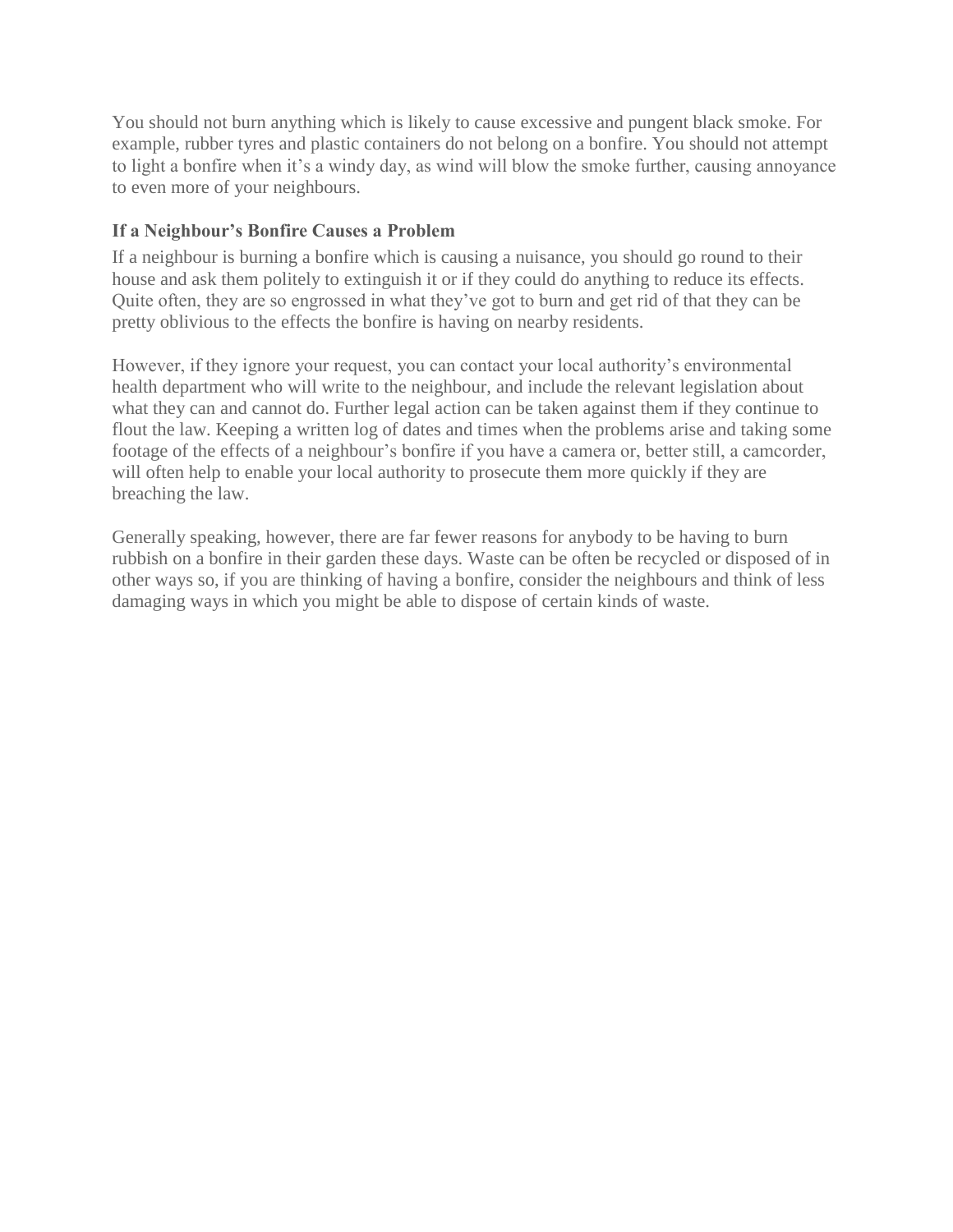You should not burn anything which is likely to cause excessive and pungent black smoke. For example, rubber tyres and plastic containers do not belong on a bonfire. You should not attempt to light a bonfire when it's a windy day, as wind will blow the smoke further, causing annoyance to even more of your neighbours.

**If a Neighbour's Bonfire Causes a Problem**

If a neighbour is burning a bonfire which is causing a nuisance, you should go round to their house and ask them politely to extinguish it or if they could do anything to reduce its effects. Quite often, they are so engrossed in what they've got to burn and get rid of that they can be pretty oblivious to the effects the bonfire is having on nearby residents.

However, if they ignore your request, you can contact your local authority's environmental health department who will write to the neighbour, and include the relevant legislation about what they can and cannot do. Further legal action can be taken against them if they continue to flout the law. Keeping a written log of dates and times when the problems arise and taking some footage of the effects of a neighbour's bonfire if you have a camera or, better still, a camcorder, will often help to enable your local authority to prosecute them more quickly if they are breaching the law.

Generally speaking, however, there are far fewer reasons for anybody to be having to burn rubbish on a bonfire in their garden these days. Waste can be often be recycled or disposed of in other ways so, if you are thinking of having a bonfire, consider the neighbours and think of less damaging ways in which you might be able to dispose of certain kinds of waste.